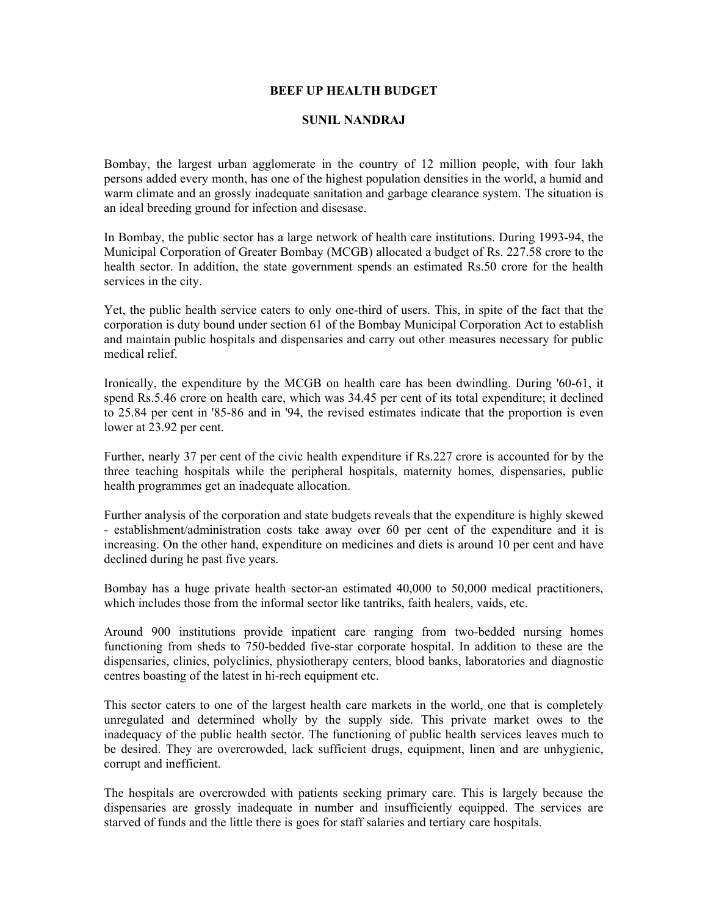# BEEF UP HEALTH BUDGET

## SUNIL NANDRAJ

Bombay, the largest urban agglomerate in the country of 12 million people, with four lakh persons added every month, has one of the highest population densities in the world, a humid and warm climate and an grossly inadequate sanitation and garbage clearance system. The situation is an ideal breeding ground for infection and disease.

In Bombay, the public sector has a large network of health care institutions. During 1993-94, the Municipal Corporation of Greater Bombay (MCGB) allocated a budget of Rs. 227.58 crore to the health sector. In addition, the state government spends an estimated Rs.50 crore for the health services in the city.

Yet, the public health service caters to only one-third of users. This, in spite of the fact that the corporation is duty bound under section 61 of the Bombay Municipal Corporation Act to establish and maintain public hospitals and dispensaries and carry out other measures necessary for public medical relief.

Ironically, the expenditure by the MCGB on health care has been dwindling. During '60-61, it spend Rs.5.46 crore on health care, which was 34.45 per cent of its total expenditure; it declined to 25.84 per cent in '85-86 and in '94, the revised estimates indicate that the proportion is even lower at 23.92 per cent.

Further, nearly 37 per cent of the civic health expenditure if Rs.227 crore is accounted for by the three teaching hospitals while the peripheral hospitals, maternity homes, dispensaries, public health programmes get an inadequate allocation.

Further analysis of the corporation and state budgets reveals that the expenditure is highly skewed - establishment/administration costs take away over 60 per cent of the expenditure and it is increasing. On the other hand, expenditure on medicines and diets is around 10 per cent and have declined during he past five years.

Bombay has a huge private health sector-an estimated 40,000 to 50,000 medical practitioners, which includes those from the informal sector like tantriks, faith healers, vaids, etc.

Around 900 institutions provide inpatient care ranging from two-bedded nursing homes functioning from sheds to 750-bedded five-star corporate hospital. In addition to these are the dispensaries, clinics, polyclinics, physiotherapy centers, blood banks, laboratories and diagnostic centres boasting of the latest in hi-rech equipment etc.

This sector caters to one of the largest health care markets in the world, one that is completely unregulated and determined wholly by the supply side. This private market owes to the inadequacy of the public health sector. The functioning of public health services leaves much to be desired. They are overcrowded, lack sufficient drugs, equipment, linen and are unhygienic, corrupt and inefficient.

The hospitals are overcrowded with patients seeking primary care. This is largely because the dispensaries are grossly inadequate in number and insufficiently equipped. The services are starved of funds and the little there is goes for staff salaries and tertiary care hospitals.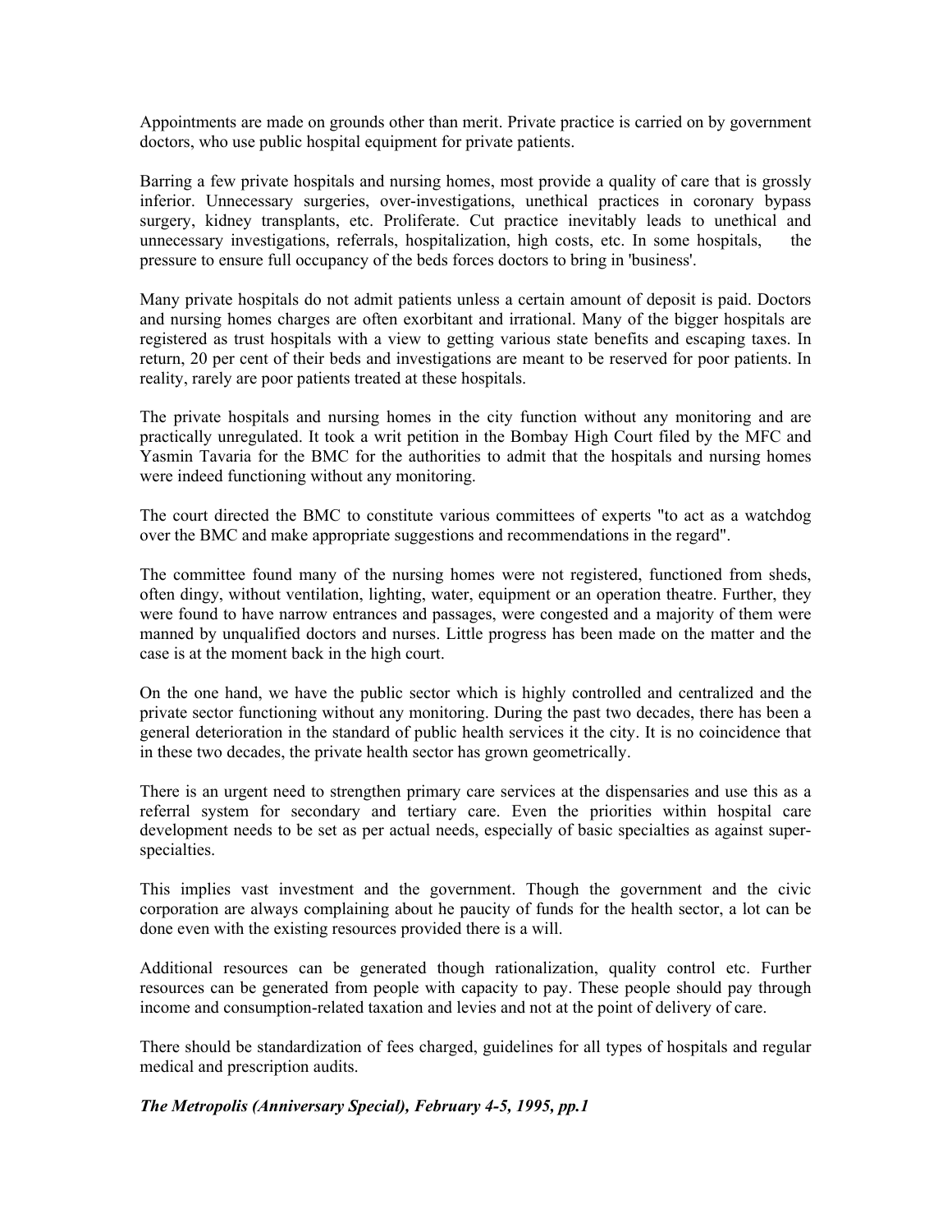Appointments are made on grounds other than merit. Private practice is carried on by government doctors, who use public hospital equipment for private patients.

Barring a few private hospitals and nursing homes, most provide a quality of care that is grossly inferior. Unnecessary surgeries, over-investigations, unethical practices in coronary bypass surgery, kidney transplants, etc. Proliferate. Cut practice inevitably leads to unethical and unnecessary investigations, referrals, hospitalization, high costs, etc. In some hospitals, the pressure to ensure full occupancy of the beds forces doctors to bring in 'business'.

Many private hospitals do not admit patients unless a certain amount of deposit is paid. Doctors and nursing homes charges are often exorbitant and irrational. Many of the bigger hospitals are registered as trust hospitals with a view to getting various state benefits and escaping taxes. In return, 20 per cent of their beds and investigations are meant to be reserved for poor patients. In reality, rarely are poor patients treated at these hospitals.

The private hospitals and nursing homes in the city function without any monitoring and are practically unregulated. It took a writ petition in the Bombay High Court filed by the MFC and Yasmin Tavaria for the BMC for the authorities to admit that the hospitals and nursing homes were indeed functioning without any monitoring.

The court directed the BMC to constitute various committees of experts "to act as a watchdog over the BMC and make appropriate suggestions and recommendations in the regard".

The committee found many of the nursing homes were not registered, functioned from sheds, often dingy, without ventilation, lighting, water, equipment or an operation theatre. Further, they were found to have narrow entrances and passages, were congested and a majority of them were manned by unqualified doctors and nurses. Little progress has been made on the matter and the case is at the moment back in the high court.

On the one hand, we have the public sector which is highly controlled and centralized and the private sector functioning without any monitoring. During the past two decades, there has been a general deterioration in the standard of public health services it the city. It is no coincidence that in these two decades, the private health sector has grown geometrically.

There is an urgent need to strengthen primary care services at the dispensaries and use this as a referral system for secondary and tertiary care. Even the priorities within hospital care development needs to be set as per actual needs, especially of basic specialties as against super-specialties.

This implies vast investment and the government. Though the government and the civic corporation are always complaining about he paucity of funds for the health sector, a lot can be done even with the existing resources provided there is a will.

Additional resources can be generated though rationalization, quality control etc. Further resources can be generated from people with capacity to pay. These people should pay through income and consumption-related taxation and levies and not at the point of delivery of care.

There should be standardization of fees charged, guidelines for all types of hospitals and regular medical and prescription audits.

***The Metropolis (Anniversary Special), February 4-5, 1995, pp.1***